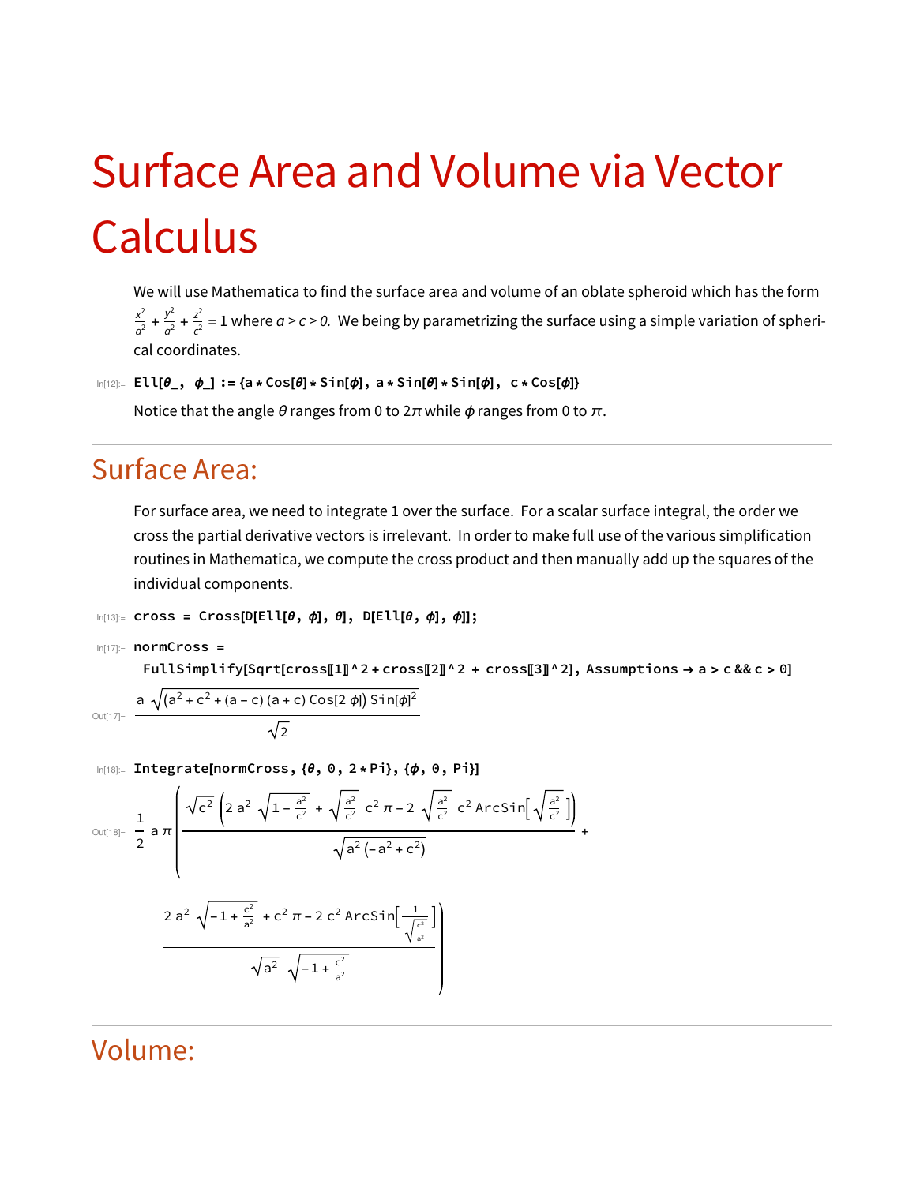# Surface Area and Volume via Vector Calculus

We will use Mathematica to find the surface area and volume of an oblate spheroid which has the form $\frac{x^2}{a^2} + \frac{y^2}{a^2} + \frac{z^2}{c^2} = 1$ where $a > c > 0$. We being by parametrizing the surface using a simple variation of spherical coordinates.

```
In[12]:= Ell[θ_, ϕ_] := {a * Cos[θ] * Sin[ϕ], a * Sin[θ] * Sin[ϕ], c * Cos[ϕ]}
```

Notice that the angle $\theta$ ranges from 0 to $2\pi$ while $\phi$ ranges from 0 to $\pi$.

## Surface Area:

For surface area, we need to integrate 1 over the surface. For a scalar surface integral, the order we cross the partial derivative vectors is irrelevant. In order to make full use of the various simplification routines in Mathematica, we compute the cross product and then manually add up the squares of the individual components.

```
In[13]:= cross = Cross[D[Ell[θ, ϕ], θ], D[Ell[θ, ϕ], ϕ]];

In[17]:= normCross =
          FullSimplify[Sqrt[cross[[1]]^2 + cross[[2]]^2 + cross[[3]]^2], Assumptions → a > c && c > 0]
```

Out[17]=
$$\frac{a\sqrt{\left(a^2 + c^2 + (a - c)(a + c)\,\mathrm{Cos}[2\,\phi]\right)\mathrm{Sin}[\phi]^2}}{\sqrt{2}}$$

```
In[18]:= Integrate[normCross, {θ, 0, 2 * Pi}, {ϕ, 0, Pi}]
```

Out[18]=
$$\frac{1}{2}\,a\,\pi\left(\frac{\sqrt{c^2}\left(2\,a^2\sqrt{1 - \frac{a^2}{c^2}} + \sqrt{\frac{a^2}{c^2}}\,c^2\,\pi - 2\sqrt{\frac{a^2}{c^2}}\,c^2\,\mathrm{ArcSin}\left[\sqrt{\frac{a^2}{c^2}}\right]\right)}{\sqrt{a^2\left(-a^2 + c^2\right)}} + \frac{2\,a^2\sqrt{-1 + \frac{c^2}{a^2}} + c^2\,\pi - 2\,c^2\,\mathrm{ArcSin}\left[\frac{1}{\sqrt{\frac{c^2}{a^2}}}\right]}{\sqrt{a^2}\sqrt{-1 + \frac{c^2}{a^2}}}\right)$$

## Volume: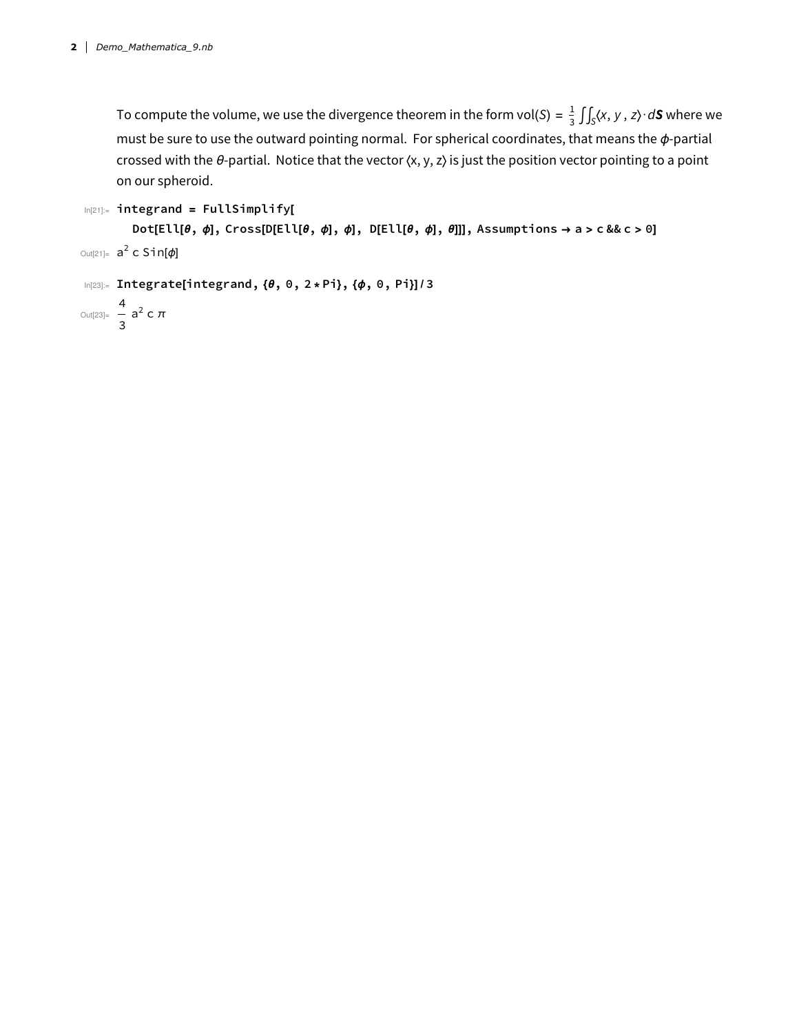To compute the volume, we use the divergence theorem in the form $\text{vol}(S) = \frac{1}{3}\iint_S \langle x, y, z\rangle \cdot d\mathbf{S}$ where we must be sure to use the outward pointing normal. For spherical coordinates, that means the $\phi$-partial crossed with the $\theta$-partial. Notice that the vector $\langle x, y, z\rangle$ is just the position vector pointing to a point on our spheroid.

```
In[21]:= integrand = FullSimplify[
           Dot[Ell[θ, ϕ], Cross[D[Ell[θ, ϕ], ϕ], D[Ell[θ, ϕ], θ]]], Assumptions → a > c && c > 0]
```

Out[21]= $a^2\, c\, \text{Sin}[\phi]$

```
In[23]:= Integrate[integrand, {θ, 0, 2*Pi}, {ϕ, 0, Pi}]/3
```

Out[23]= $\frac{4}{3}\, a^2\, c\, \pi$